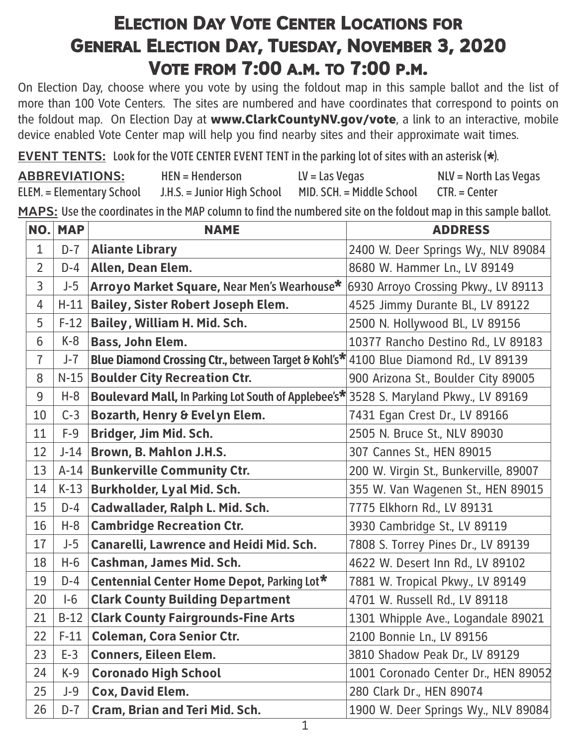# Election Day Vote Center Locations for General Election Day, Tuesday, November 3, 2020

## Vote from 7:00 a.m. to 7:00 p.m.

On Election Day, choose where you vote by using the foldout map in this sample ballot and the list of more than 100 Vote Centers. The sites are numbered and have coordinates that correspond to points on the foldout map. On Election Day at **www.ClarkCountyNV.gov/vote**, a link to an interactive, mobile device enabled Vote Center map will help you find nearby sites and their approximate wait times.

**EVENT TENTS:** Look for the VOTE CENTER EVENT TENT in the parking lot of sites with an asterisk (*).

**ABBREVIATIONS:** HEN = Henderson LV = Las Vegas NLV = North Las Vegas
ELEM. = Elementary School J.H.S. = Junior High School MID. SCH. = Middle School CTR. = Center

**MAPS:** Use the coordinates in the MAP column to find the numbered site on the foldout map in this sample ballot.

| NO. | MAP | NAME | ADDRESS |
|---|---|---|---|
| 1 | D-7 | **Aliante Library** | 2400 W. Deer Springs Wy., NLV 89084 |
| 2 | D-4 | **Allen, Dean Elem.** | 8680 W. Hammer Ln., LV 89149 |
| 3 | J-5 | **Arroyo Market Square, Near Men's Wearhouse*** | 6930 Arroyo Crossing Pkwy., LV 89113 |
| 4 | H-11 | **Bailey, Sister Robert Joseph Elem.** | 4525 Jimmy Durante Bl., LV 89122 |
| 5 | F-12 | **Bailey, William H. Mid. Sch.** | 2500 N. Hollywood Bl., LV 89156 |
| 6 | K-8 | **Bass, John Elem.** | 10377 Rancho Destino Rd., LV 89183 |
| 7 | J-7 | **Blue Diamond Crossing Ctr., between Target & Kohl's*** | 4100 Blue Diamond Rd., LV 89139 |
| 8 | N-15 | **Boulder City Recreation Ctr.** | 900 Arizona St., Boulder City 89005 |
| 9 | H-8 | **Boulevard Mall, In Parking Lot South of Applebee's*** | 3528 S. Maryland Pkwy., LV 89169 |
| 10 | C-3 | **Bozarth, Henry & Evelyn Elem.** | 7431 Egan Crest Dr., LV 89166 |
| 11 | F-9 | **Bridger, Jim Mid. Sch.** | 2505 N. Bruce St., NLV 89030 |
| 12 | J-14 | **Brown, B. Mahlon J.H.S.** | 307 Cannes St., HEN 89015 |
| 13 | A-14 | **Bunkerville Community Ctr.** | 200 W. Virgin St., Bunkerville, 89007 |
| 14 | K-13 | **Burkholder, Lyal Mid. Sch.** | 355 W. Van Wagenen St., HEN 89015 |
| 15 | D-4 | **Cadwallader, Ralph L. Mid. Sch.** | 7775 Elkhorn Rd., LV 89131 |
| 16 | H-8 | **Cambridge Recreation Ctr.** | 3930 Cambridge St., LV 89119 |
| 17 | J-5 | **Canarelli, Lawrence and Heidi Mid. Sch.** | 7808 S. Torrey Pines Dr., LV 89139 |
| 18 | H-6 | **Cashman, James Mid. Sch.** | 4622 W. Desert Inn Rd., LV 89102 |
| 19 | D-4 | **Centennial Center Home Depot, Parking Lot*** | 7881 W. Tropical Pkwy., LV 89149 |
| 20 | I-6 | **Clark County Building Department** | 4701 W. Russell Rd., LV 89118 |
| 21 | B-12 | **Clark County Fairgrounds-Fine Arts** | 1301 Whipple Ave., Logandale 89021 |
| 22 | F-11 | **Coleman, Cora Senior Ctr.** | 2100 Bonnie Ln., LV 89156 |
| 23 | E-3 | **Conners, Eileen Elem.** | 3810 Shadow Peak Dr., LV 89129 |
| 24 | K-9 | **Coronado High School** | 1001 Coronado Center Dr., HEN 89052 |
| 25 | J-9 | **Cox, David Elem.** | 280 Clark Dr., HEN 89074 |
| 26 | D-7 | **Cram, Brian and Teri Mid. Sch.** | 1900 W. Deer Springs Wy., NLV 89084 |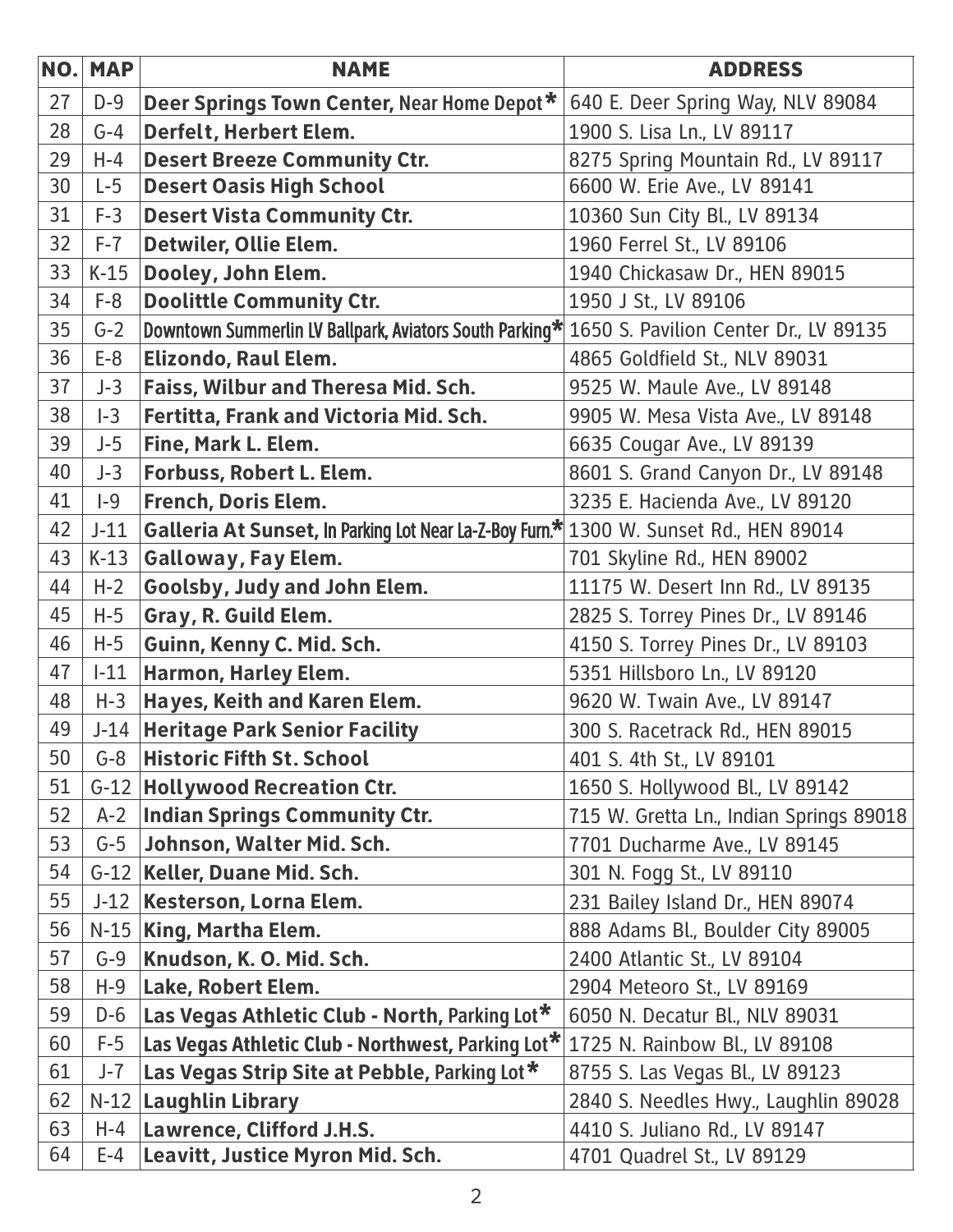| NO. | MAP | NAME | ADDRESS |
|---|---|---|---|
| 27 | D-9 | **Deer Springs Town Center,** Near Home Depot* | 640 E. Deer Spring Way, NLV 89084 |
| 28 | G-4 | **Derfelt, Herbert Elem.** | 1900 S. Lisa Ln., LV 89117 |
| 29 | H-4 | **Desert Breeze Community Ctr.** | 8275 Spring Mountain Rd., LV 89117 |
| 30 | L-5 | **Desert Oasis High School** | 6600 W. Erie Ave., LV 89141 |
| 31 | F-3 | **Desert Vista Community Ctr.** | 10360 Sun City Bl., LV 89134 |
| 32 | F-7 | **Detwiler, Ollie Elem.** | 1960 Ferrel St., LV 89106 |
| 33 | K-15 | **Dooley, John Elem.** | 1940 Chickasaw Dr., HEN 89015 |
| 34 | F-8 | **Doolittle Community Ctr.** | 1950 J St., LV 89106 |
| 35 | G-2 | **Downtown Summerlin LV Ballpark, Aviators South Parking*** | 1650 S. Pavilion Center Dr., LV 89135 |
| 36 | E-8 | **Elizondo, Raul Elem.** | 4865 Goldfield St., NLV 89031 |
| 37 | J-3 | **Faiss, Wilbur and Theresa Mid. Sch.** | 9525 W. Maule Ave., LV 89148 |
| 38 | I-3 | **Fertitta, Frank and Victoria Mid. Sch.** | 9905 W. Mesa Vista Ave., LV 89148 |
| 39 | J-5 | **Fine, Mark L. Elem.** | 6635 Cougar Ave., LV 89139 |
| 40 | J-3 | **Forbuss, Robert L. Elem.** | 8601 S. Grand Canyon Dr., LV 89148 |
| 41 | I-9 | **French, Doris Elem.** | 3235 E. Hacienda Ave., LV 89120 |
| 42 | J-11 | **Galleria At Sunset,** In Parking Lot Near La-Z-Boy Furn.* | 1300 W. Sunset Rd., HEN 89014 |
| 43 | K-13 | **Galloway, Fay Elem.** | 701 Skyline Rd., HEN 89002 |
| 44 | H-2 | **Goolsby, Judy and John Elem.** | 11175 W. Desert Inn Rd., LV 89135 |
| 45 | H-5 | **Gray, R. Guild Elem.** | 2825 S. Torrey Pines Dr., LV 89146 |
| 46 | H-5 | **Guinn, Kenny C. Mid. Sch.** | 4150 S. Torrey Pines Dr., LV 89103 |
| 47 | I-11 | **Harmon, Harley Elem.** | 5351 Hillsboro Ln., LV 89120 |
| 48 | H-3 | **Hayes, Keith and Karen Elem.** | 9620 W. Twain Ave., LV 89147 |
| 49 | J-14 | **Heritage Park Senior Facility** | 300 S. Racetrack Rd., HEN 89015 |
| 50 | G-8 | **Historic Fifth St. School** | 401 S. 4th St., LV 89101 |
| 51 | G-12 | **Hollywood Recreation Ctr.** | 1650 S. Hollywood Bl., LV 89142 |
| 52 | A-2 | **Indian Springs Community Ctr.** | 715 W. Gretta Ln., Indian Springs 89018 |
| 53 | G-5 | **Johnson, Walter Mid. Sch.** | 7701 Ducharme Ave., LV 89145 |
| 54 | G-12 | **Keller, Duane Mid. Sch.** | 301 N. Fogg St., LV 89110 |
| 55 | J-12 | **Kesterson, Lorna Elem.** | 231 Bailey Island Dr., HEN 89074 |
| 56 | N-15 | **King, Martha Elem.** | 888 Adams Bl., Boulder City 89005 |
| 57 | G-9 | **Knudson, K. O. Mid. Sch.** | 2400 Atlantic St., LV 89104 |
| 58 | H-9 | **Lake, Robert Elem.** | 2904 Meteoro St., LV 89169 |
| 59 | D-6 | **Las Vegas Athletic Club - North,** Parking Lot* | 6050 N. Decatur Bl., NLV 89031 |
| 60 | F-5 | **Las Vegas Athletic Club - Northwest,** Parking Lot* | 1725 N. Rainbow Bl., LV 89108 |
| 61 | J-7 | **Las Vegas Strip Site at Pebble,** Parking Lot* | 8755 S. Las Vegas Bl., LV 89123 |
| 62 | N-12 | **Laughlin Library** | 2840 S. Needles Hwy., Laughlin 89028 |
| 63 | H-4 | **Lawrence, Clifford J.H.S.** | 4410 S. Juliano Rd., LV 89147 |
| 64 | E-4 | **Leavitt, Justice Myron Mid. Sch.** | 4701 Quadrel St., LV 89129 |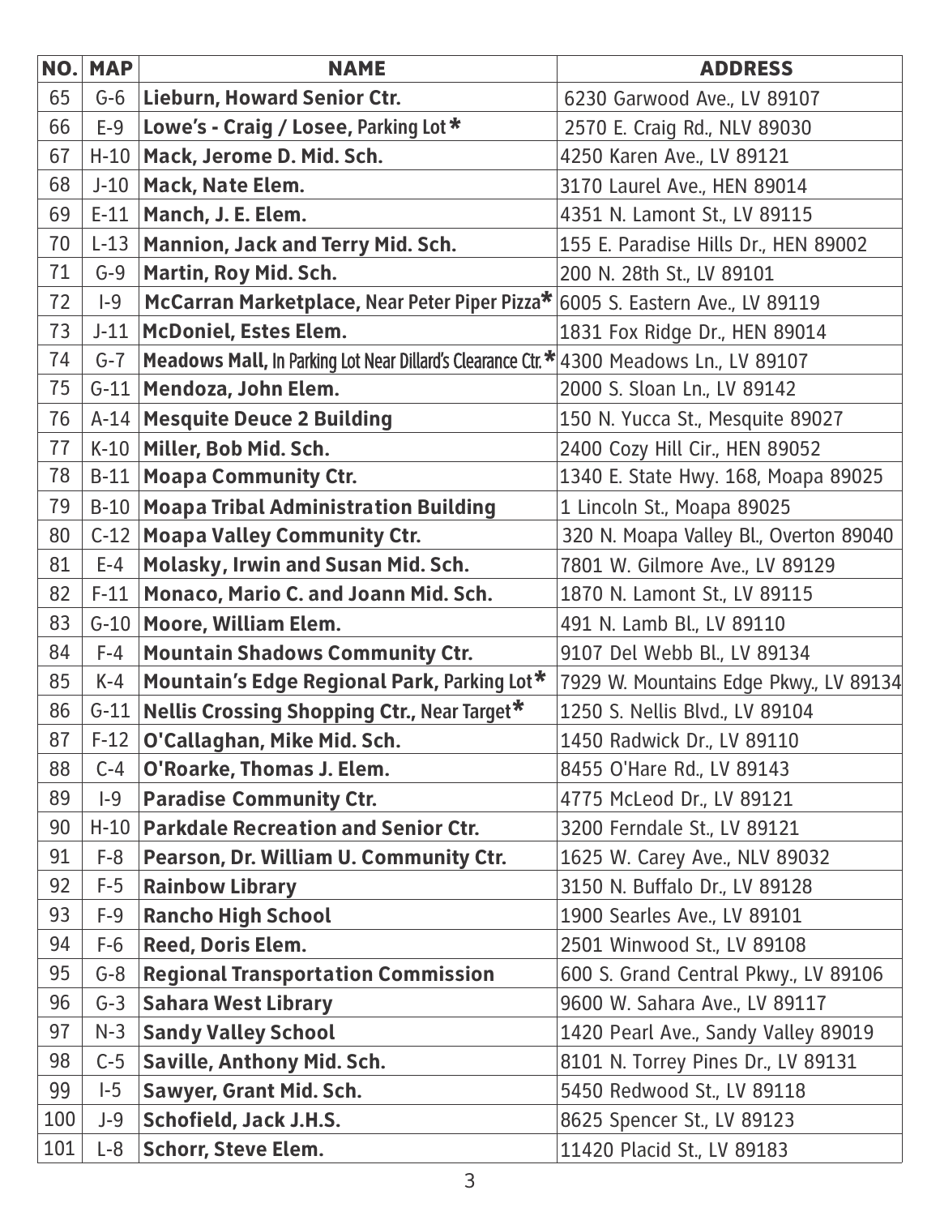| NO. | MAP | NAME | ADDRESS |
|---|---|---|---|
| 65 | G-6 | **Lieburn, Howard Senior Ctr.** | 6230 Garwood Ave., LV 89107 |
| 66 | E-9 | **Lowe's - Craig / Losee,** Parking Lot* | 2570 E. Craig Rd., NLV 89030 |
| 67 | H-10 | **Mack, Jerome D. Mid. Sch.** | 4250 Karen Ave., LV 89121 |
| 68 | J-10 | **Mack, Nate Elem.** | 3170 Laurel Ave., HEN 89014 |
| 69 | E-11 | **Manch, J. E. Elem.** | 4351 N. Lamont St., LV 89115 |
| 70 | L-13 | **Mannion, Jack and Terry Mid. Sch.** | 155 E. Paradise Hills Dr., HEN 89002 |
| 71 | G-9 | **Martin, Roy Mid. Sch.** | 200 N. 28th St., LV 89101 |
| 72 | I-9 | **McCarran Marketplace,** Near Peter Piper Pizza* | 6005 S. Eastern Ave., LV 89119 |
| 73 | J-11 | **McDoniel, Estes Elem.** | 1831 Fox Ridge Dr., HEN 89014 |
| 74 | G-7 | **Meadows Mall,** In Parking Lot Near Dillard's Clearance Ctr.* | 4300 Meadows Ln., LV 89107 |
| 75 | G-11 | **Mendoza, John Elem.** | 2000 S. Sloan Ln., LV 89142 |
| 76 | A-14 | **Mesquite Deuce 2 Building** | 150 N. Yucca St., Mesquite 89027 |
| 77 | K-10 | **Miller, Bob Mid. Sch.** | 2400 Cozy Hill Cir., HEN 89052 |
| 78 | B-11 | **Moapa Community Ctr.** | 1340 E. State Hwy. 168, Moapa 89025 |
| 79 | B-10 | **Moapa Tribal Administration Building** | 1 Lincoln St., Moapa 89025 |
| 80 | C-12 | **Moapa Valley Community Ctr.** | 320 N. Moapa Valley Bl., Overton 89040 |
| 81 | E-4 | **Molasky, Irwin and Susan Mid. Sch.** | 7801 W. Gilmore Ave., LV 89129 |
| 82 | F-11 | **Monaco, Mario C. and Joann Mid. Sch.** | 1870 N. Lamont St., LV 89115 |
| 83 | G-10 | **Moore, William Elem.** | 491 N. Lamb Bl., LV 89110 |
| 84 | F-4 | **Mountain Shadows Community Ctr.** | 9107 Del Webb Bl., LV 89134 |
| 85 | K-4 | **Mountain's Edge Regional Park,** Parking Lot* | 7929 W. Mountains Edge Pkwy., LV 89134 |
| 86 | G-11 | **Nellis Crossing Shopping Ctr.,** Near Target* | 1250 S. Nellis Blvd., LV 89104 |
| 87 | F-12 | **O'Callaghan, Mike Mid. Sch.** | 1450 Radwick Dr., LV 89110 |
| 88 | C-4 | **O'Roarke, Thomas J. Elem.** | 8455 O'Hare Rd., LV 89143 |
| 89 | I-9 | **Paradise Community Ctr.** | 4775 McLeod Dr., LV 89121 |
| 90 | H-10 | **Parkdale Recreation and Senior Ctr.** | 3200 Ferndale St., LV 89121 |
| 91 | F-8 | **Pearson, Dr. William U. Community Ctr.** | 1625 W. Carey Ave., NLV 89032 |
| 92 | F-5 | **Rainbow Library** | 3150 N. Buffalo Dr., LV 89128 |
| 93 | F-9 | **Rancho High School** | 1900 Searles Ave., LV 89101 |
| 94 | F-6 | **Reed, Doris Elem.** | 2501 Winwood St., LV 89108 |
| 95 | G-8 | **Regional Transportation Commission** | 600 S. Grand Central Pkwy., LV 89106 |
| 96 | G-3 | **Sahara West Library** | 9600 W. Sahara Ave., LV 89117 |
| 97 | N-3 | **Sandy Valley School** | 1420 Pearl Ave., Sandy Valley 89019 |
| 98 | C-5 | **Saville, Anthony Mid. Sch.** | 8101 N. Torrey Pines Dr., LV 89131 |
| 99 | I-5 | **Sawyer, Grant Mid. Sch.** | 5450 Redwood St., LV 89118 |
| 100 | J-9 | **Schofield, Jack J.H.S.** | 8625 Spencer St., LV 89123 |
| 101 | L-8 | **Schorr, Steve Elem.** | 11420 Placid St., LV 89183 |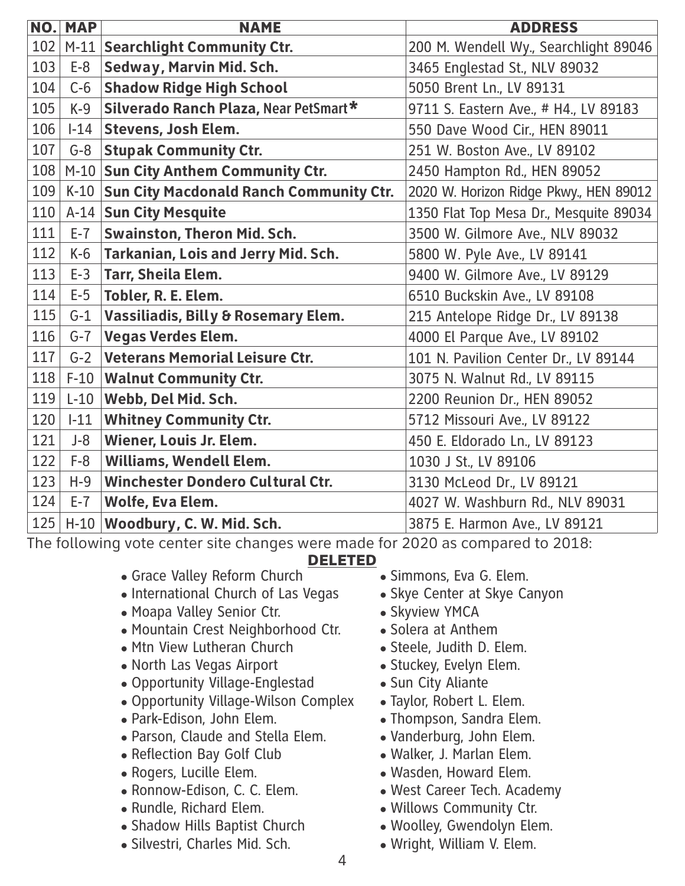| NO. | MAP | NAME | ADDRESS |
|---|---|---|---|
| 102 | M-11 | **Searchlight Community Ctr.** | 200 M. Wendell Wy., Searchlight 89046 |
| 103 | E-8 | **Sedway, Marvin Mid. Sch.** | 3465 Englestad St., NLV 89032 |
| 104 | C-6 | **Shadow Ridge High School** | 5050 Brent Ln., LV 89131 |
| 105 | K-9 | **Silverado Ranch Plaza, Near PetSmart*** | 9711 S. Eastern Ave., # H4., LV 89183 |
| 106 | I-14 | **Stevens, Josh Elem.** | 550 Dave Wood Cir., HEN 89011 |
| 107 | G-8 | **Stupak Community Ctr.** | 251 W. Boston Ave., LV 89102 |
| 108 | M-10 | **Sun City Anthem Community Ctr.** | 2450 Hampton Rd., HEN 89052 |
| 109 | K-10 | **Sun City Macdonald Ranch Community Ctr.** | 2020 W. Horizon Ridge Pkwy., HEN 89012 |
| 110 | A-14 | **Sun City Mesquite** | 1350 Flat Top Mesa Dr., Mesquite 89034 |
| 111 | E-7 | **Swainston, Theron Mid. Sch.** | 3500 W. Gilmore Ave., NLV 89032 |
| 112 | K-6 | **Tarkanian, Lois and Jerry Mid. Sch.** | 5800 W. Pyle Ave., LV 89141 |
| 113 | E-3 | **Tarr, Sheila Elem.** | 9400 W. Gilmore Ave., LV 89129 |
| 114 | E-5 | **Tobler, R. E. Elem.** | 6510 Buckskin Ave., LV 89108 |
| 115 | G-1 | **Vassiliadis, Billy & Rosemary Elem.** | 215 Antelope Ridge Dr., LV 89138 |
| 116 | G-7 | **Vegas Verdes Elem.** | 4000 El Parque Ave., LV 89102 |
| 117 | G-2 | **Veterans Memorial Leisure Ctr.** | 101 N. Pavilion Center Dr., LV 89144 |
| 118 | F-10 | **Walnut Community Ctr.** | 3075 N. Walnut Rd., LV 89115 |
| 119 | L-10 | **Webb, Del Mid. Sch.** | 2200 Reunion Dr., HEN 89052 |
| 120 | I-11 | **Whitney Community Ctr.** | 5712 Missouri Ave., LV 89122 |
| 121 | J-8 | **Wiener, Louis Jr. Elem.** | 450 E. Eldorado Ln., LV 89123 |
| 122 | F-8 | **Williams, Wendell Elem.** | 1030 J St., LV 89106 |
| 123 | H-9 | **Winchester Dondero Cultural Ctr.** | 3130 McLeod Dr., LV 89121 |
| 124 | E-7 | **Wolfe, Eva Elem.** | 4027 W. Washburn Rd., NLV 89031 |
| 125 | H-10 | **Woodbury, C. W. Mid. Sch.** | 3875 E. Harmon Ave., LV 89121 |

The following vote center site changes were made for 2020 as compared to 2018:

**DELETED**

- Grace Valley Reform Church
- International Church of Las Vegas
- Moapa Valley Senior Ctr.
- Mountain Crest Neighborhood Ctr.
- Mtn View Lutheran Church
- North Las Vegas Airport
- Opportunity Village-Englestad
- Opportunity Village-Wilson Complex
- Park-Edison, John Elem.
- Parson, Claude and Stella Elem.
- Reflection Bay Golf Club
- Rogers, Lucille Elem.
- Ronnow-Edison, C. C. Elem.
- Rundle, Richard Elem.
- Shadow Hills Baptist Church
- Silvestri, Charles Mid. Sch.
- Simmons, Eva G. Elem.
- Skye Center at Skye Canyon
- Skyview YMCA
- Solera at Anthem
- Steele, Judith D. Elem.
- Stuckey, Evelyn Elem.
- Sun City Aliante
- Taylor, Robert L. Elem.
- Thompson, Sandra Elem.
- Vanderburg, John Elem.
- Walker, J. Marlan Elem.
- Wasden, Howard Elem.
- West Career Tech. Academy
- Willows Community Ctr.
- Woolley, Gwendolyn Elem.
- Wright, William V. Elem.